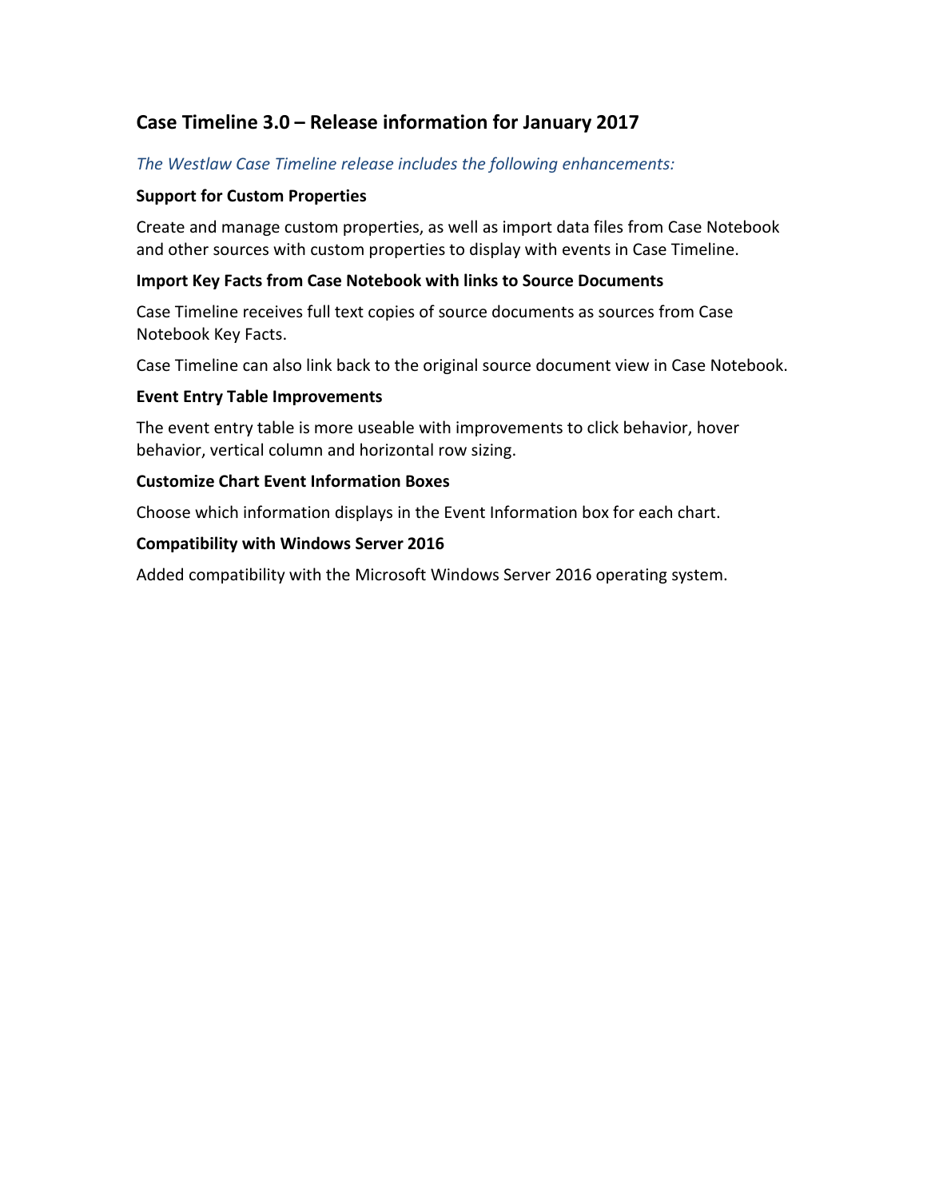## Case Timeline 3.0 – Release information for January 2017

*The Westlaw Case Timeline release includes the following enhancements:*

**Support for Custom Properties**

Create and manage custom properties, as well as import data files from Case Notebook and other sources with custom properties to display with events in Case Timeline.

**Import Key Facts from Case Notebook with links to Source Documents**

Case Timeline receives full text copies of source documents as sources from Case Notebook Key Facts.

Case Timeline can also link back to the original source document view in Case Notebook.

**Event Entry Table Improvements**

The event entry table is more useable with improvements to click behavior, hover behavior, vertical column and horizontal row sizing.

**Customize Chart Event Information Boxes**

Choose which information displays in the Event Information box for each chart.

**Compatibility with Windows Server 2016**

Added compatibility with the Microsoft Windows Server 2016 operating system.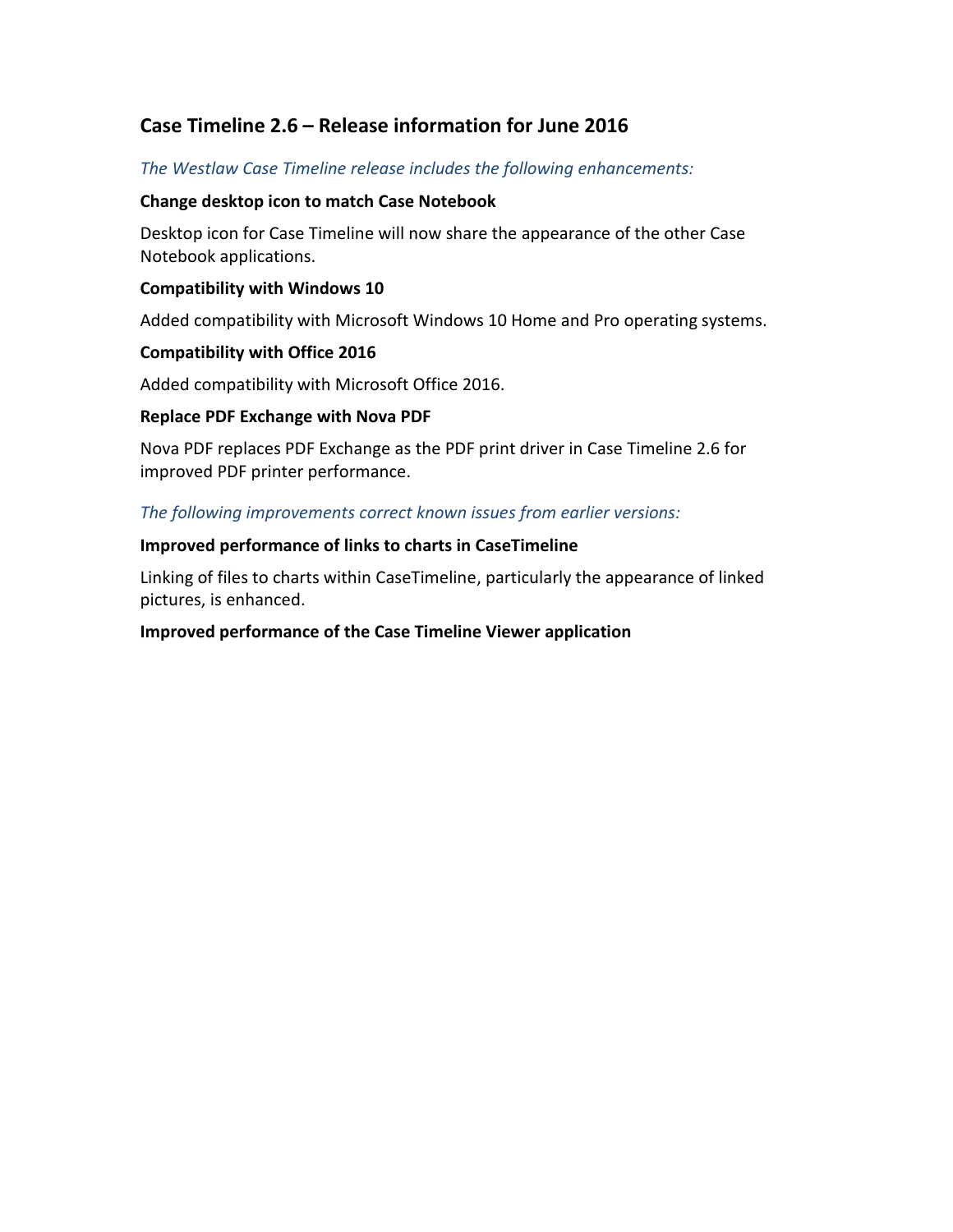## Case Timeline 2.6 – Release information for June 2016

*The Westlaw Case Timeline release includes the following enhancements:*

**Change desktop icon to match Case Notebook**

Desktop icon for Case Timeline will now share the appearance of the other Case Notebook applications.

**Compatibility with Windows 10**

Added compatibility with Microsoft Windows 10 Home and Pro operating systems.

**Compatibility with Office 2016**

Added compatibility with Microsoft Office 2016.

**Replace PDF Exchange with Nova PDF**

Nova PDF replaces PDF Exchange as the PDF print driver in Case Timeline 2.6 for improved PDF printer performance.

*The following improvements correct known issues from earlier versions:*

**Improved performance of links to charts in CaseTimeline**

Linking of files to charts within CaseTimeline, particularly the appearance of linked pictures, is enhanced.

**Improved performance of the Case Timeline Viewer application**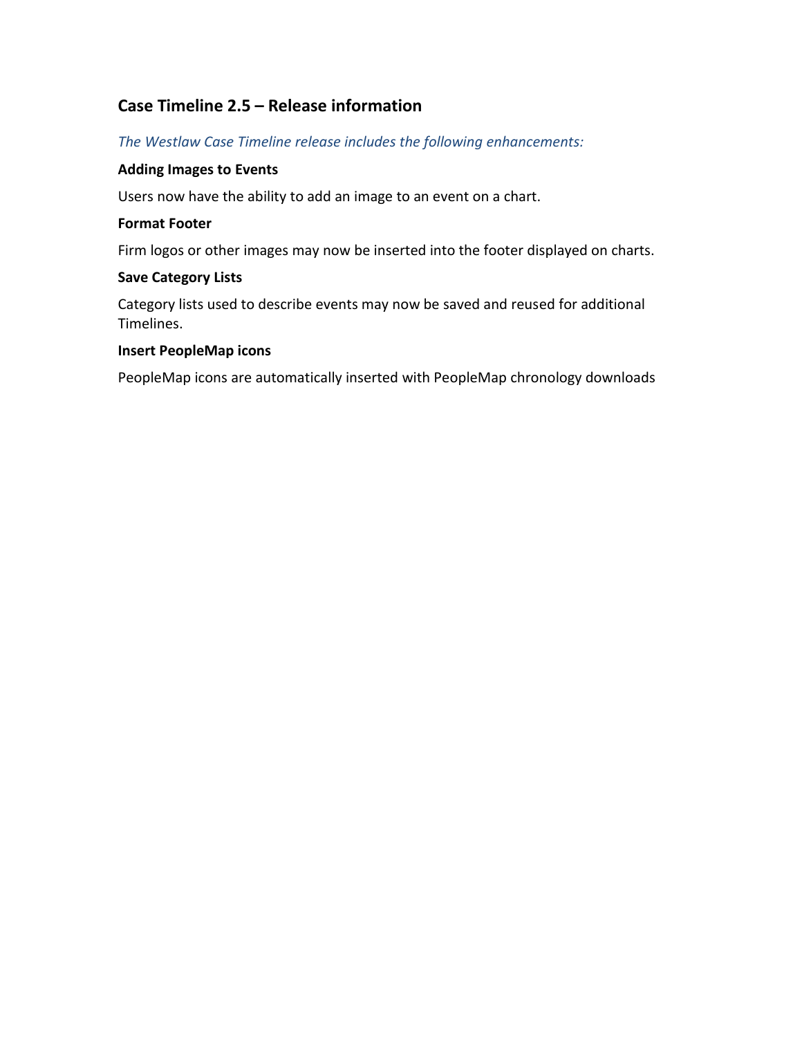## Case Timeline 2.5 – Release information

*The Westlaw Case Timeline release includes the following enhancements:*

**Adding Images to Events**

Users now have the ability to add an image to an event on a chart.

**Format Footer**

Firm logos or other images may now be inserted into the footer displayed on charts.

**Save Category Lists**

Category lists used to describe events may now be saved and reused for additional Timelines.

**Insert PeopleMap icons**

PeopleMap icons are automatically inserted with PeopleMap chronology downloads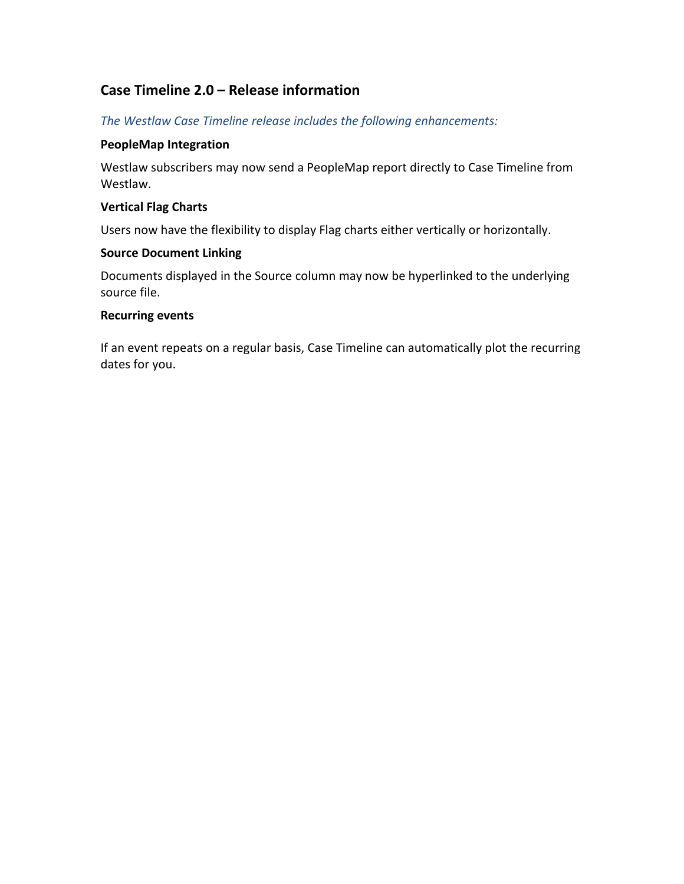## Case Timeline 2.0 – Release information

*The Westlaw Case Timeline release includes the following enhancements:*

**PeopleMap Integration**

Westlaw subscribers may now send a PeopleMap report directly to Case Timeline from Westlaw.

**Vertical Flag Charts**

Users now have the flexibility to display Flag charts either vertically or horizontally.

**Source Document Linking**

Documents displayed in the Source column may now be hyperlinked to the underlying source file.

**Recurring events**

If an event repeats on a regular basis, Case Timeline can automatically plot the recurring dates for you.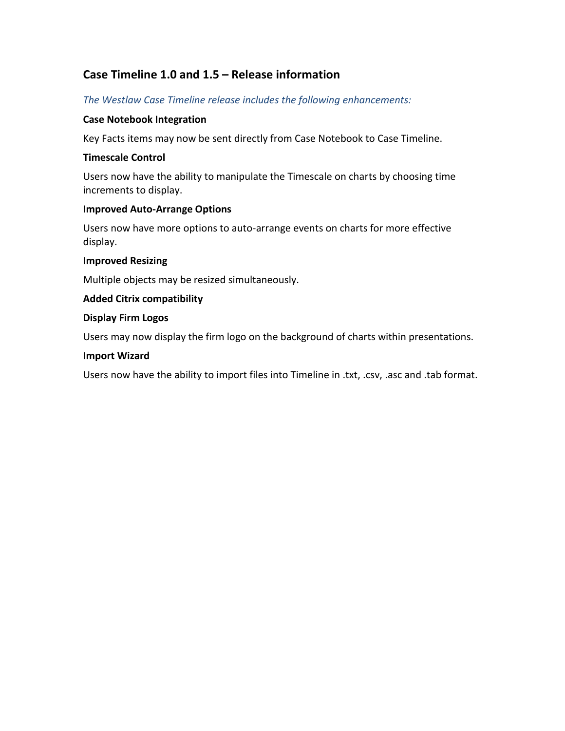## Case Timeline 1.0 and 1.5 – Release information

*The Westlaw Case Timeline release includes the following enhancements:*

**Case Notebook Integration**

Key Facts items may now be sent directly from Case Notebook to Case Timeline.

**Timescale Control**

Users now have the ability to manipulate the Timescale on charts by choosing time increments to display.

**Improved Auto-Arrange Options**

Users now have more options to auto-arrange events on charts for more effective display.

**Improved Resizing**

Multiple objects may be resized simultaneously.

**Added Citrix compatibility**

**Display Firm Logos**

Users may now display the firm logo on the background of charts within presentations.

**Import Wizard**

Users now have the ability to import files into Timeline in .txt, .csv, .asc and .tab format.